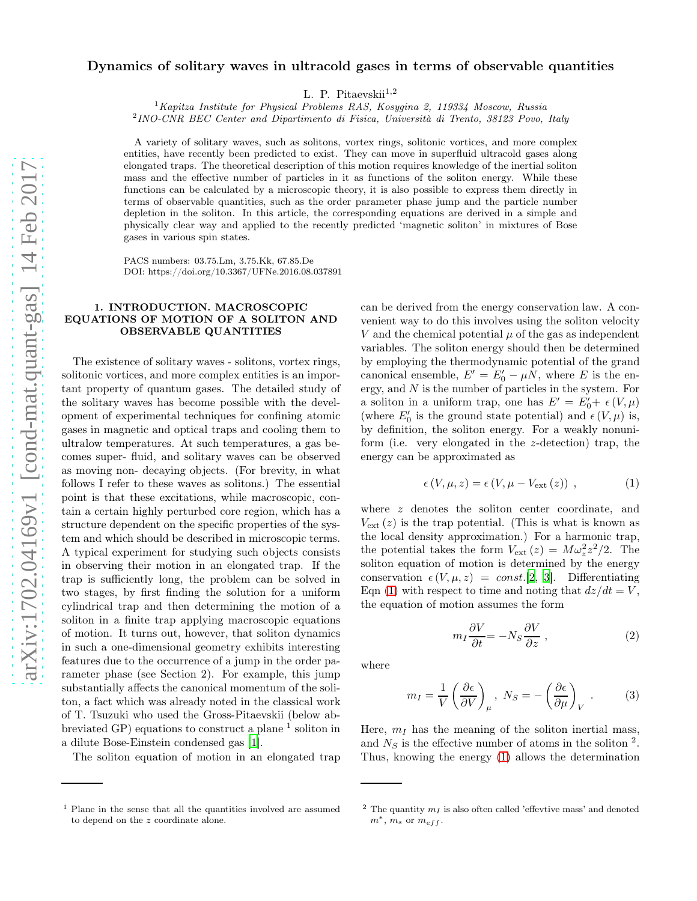# Dynamics of solitary waves in ultracold gases in terms of observable quantities

L. P. Pitaevskii[1,2]

[1] *Kapitza Institute for Physical Problems RAS, Kosygina 2, 119334 Moscow, Russia*
[2] *INO-CNR BEC Center and Dipartimento di Fisica, Università di Trento, 38123 Povo, Italy*

A variety of solitary waves, such as solitons, vortex rings, solitonic vortices, and more complex entities, have recently been predicted to exist. They can move in superfluid ultracold gases along elongated traps. The theoretical description of this motion requires knowledge of the inertial soliton mass and the effective number of particles in it as functions of the soliton energy. While these functions can be calculated by a microscopic theory, it is also possible to express them directly in terms of observable quantities, such as the order parameter phase jump and the particle number depletion in the soliton. In this article, the corresponding equations are derived in a simple and physically clear way and applied to the recently predicted 'magnetic soliton' in mixtures of Bose gases in various spin states.

PACS numbers: 03.75.Lm, 3.75.Kk, 67.85.De
DOI: https://doi.org/10.3367/UFNe.2016.08.037891

## 1. INTRODUCTION. MACROSCOPIC EQUATIONS OF MOTION OF A SOLITON AND OBSERVABLE QUANTITIES

The existence of solitary waves - solitons, vortex rings, solitonic vortices, and more complex entities is an important property of quantum gases. The detailed study of the solitary waves has become possible with the development of experimental techniques for confining atomic gases in magnetic and optical traps and cooling them to ultralow temperatures. At such temperatures, a gas becomes super- fluid, and solitary waves can be observed as moving non- decaying objects. (For brevity, in what follows I refer to these waves as solitons.) The essential point is that these excitations, while macroscopic, contain a certain highly perturbed core region, which has a structure dependent on the specific properties of the system and which should be described in microscopic terms. A typical experiment for studying such objects consists in observing their motion in an elongated trap. If the trap is sufficiently long, the problem can be solved in two stages, by first finding the solution for a uniform cylindrical trap and then determining the motion of a soliton in a finite trap applying macroscopic equations of motion. It turns out, however, that soliton dynamics in such a one-dimensional geometry exhibits interesting features due to the occurrence of a jump in the order parameter phase (see Section 2). For example, this jump substantially affects the canonical momentum of the soliton, a fact which was already noted in the classical work of T. Tsuzuki who used the Gross-Pitaevskii (below abbreviated GP) equations to construct a plane [1] soliton in a dilute Bose-Einstein condensed gas [1].

The soliton equation of motion in an elongated trap can be derived from the energy conservation law. A convenient way to do this involves using the soliton velocity $V$ and the chemical potential $\mu$ of the gas as independent variables. The soliton energy should then be determined by employing the thermodynamic potential of the grand canonical ensemble, $E' = E_0' - \mu N$, where $E$ is the energy, and $N$ is the number of particles in the system. For a soliton in a uniform trap, one has $E' = E_0' + \epsilon(V, \mu)$ (where $E_0'$ is the ground state potential) and $\epsilon(V, \mu)$ is, by definition, the soliton energy. For a weakly nonuniform (i.e. very elongated in the $z$-detection) trap, the energy can be approximated as

$$\epsilon(V, \mu, z) = \epsilon(V, \mu - V_{\rm ext}(z)) \ , \tag{1}$$

where $z$ denotes the soliton center coordinate, and $V_{\rm ext}(z)$ is the trap potential. (This is what is known as the local density approximation.) For a harmonic trap, the potential takes the form $V_{\rm ext}(z) = M\omega_z^2 z^2/2$. The soliton equation of motion is determined by the energy conservation $\epsilon(V, \mu, z) = const.$[2, 3]. Differentiating Eqn (1) with respect to time and noting that $dz/dt = V$, the equation of motion assumes the form

$$m_I \frac{\partial V}{\partial t} = -N_S \frac{\partial V}{\partial z} \ , \tag{2}$$

where

$$m_I = \frac{1}{V}\left(\frac{\partial \epsilon}{\partial V}\right)_\mu , \ N_S = -\left(\frac{\partial \epsilon}{\partial \mu}\right)_V \ . \tag{3}$$

Here, $m_I$ has the meaning of the soliton inertial mass, and $N_S$ is the effective number of atoms in the soliton [2]. Thus, knowing the energy (1) allows the determination

---

[1] Plane in the sense that all the quantities involved are assumed to depend on the $z$ coordinate alone.

[2] The quantity $m_I$ is also often called 'effevtive mass' and denoted $m^*$, $m_s$ or $m_{eff}$.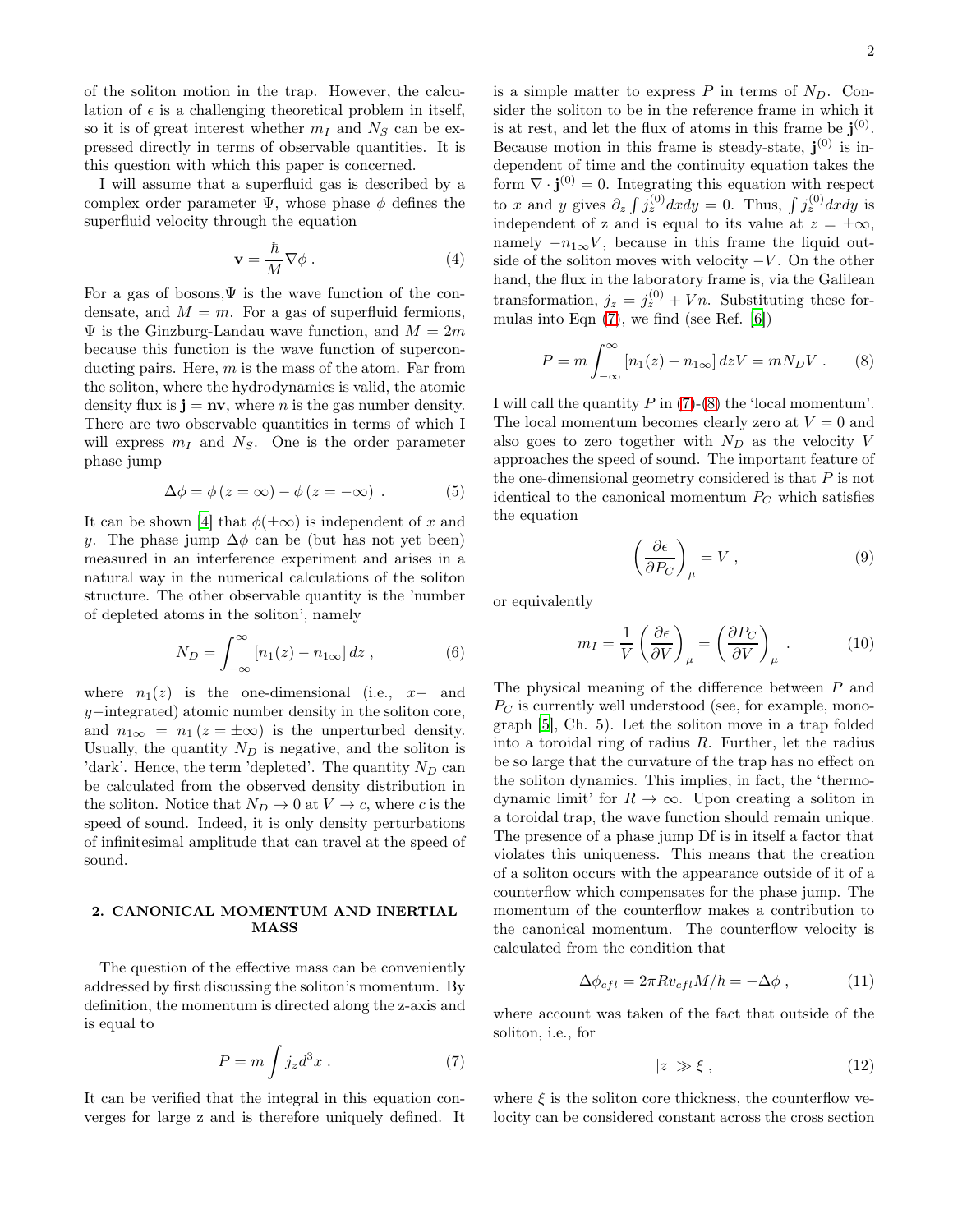of the soliton motion in the trap. However, the calculation of $\epsilon$ is a challenging theoretical problem in itself, so it is of great interest whether $m_I$ and $N_S$ can be expressed directly in terms of observable quantities. It is this question with which this paper is concerned.

I will assume that a superfluid gas is described by a complex order parameter $\Psi$, whose phase $\phi$ defines the superfluid velocity through the equation

$$\mathbf{v} = \frac{\hbar}{M}\nabla\phi \,. \tag{4}$$

For a gas of bosons,$\Psi$ is the wave function of the condensate, and $M = m$. For a gas of superfluid fermions, $\Psi$ is the Ginzburg-Landau wave function, and $M = 2m$ because this function is the wave function of superconducting pairs. Here, $m$ is the mass of the atom. Far from the soliton, where the hydrodynamics is valid, the atomic density flux is $\mathbf{j} = n\mathbf{v}$, where $n$ is the gas number density. There are two observable quantities in terms of which I will express $m_I$ and $N_S$. One is the order parameter phase jump

$$\Delta\phi = \phi\left(z=\infty\right) - \phi\left(z=-\infty\right) \,. \tag{5}$$

It can be shown [4] that $\phi(\pm\infty)$ is independent of $x$ and $y$. The phase jump $\Delta\phi$ can be (but has not yet been) measured in an interference experiment and arises in a natural way in the numerical calculations of the soliton structure. The other observable quantity is the 'number of depleted atoms in the soliton', namely

$$N_D = \int_{-\infty}^{\infty}\left[n_1(z) - n_{1\infty}\right]dz \,, \tag{6}$$

where $n_1(z)$ is the one-dimensional (i.e., $x-$ and $y-$integrated) atomic number density in the soliton core, and $n_{1\infty} = n_1\left(z=\pm\infty\right)$ is the unperturbed density. Usually, the quantity $N_D$ is negative, and the soliton is 'dark'. Hence, the term 'depleted'. The quantity $N_D$ can be calculated from the observed density distribution in the soliton. Notice that $N_D \to 0$ at $V \to c$, where $c$ is the speed of sound. Indeed, it is only density perturbations of infinitesimal amplitude that can travel at the speed of sound.

## 2. CANONICAL MOMENTUM AND INERTIAL MASS

The question of the effective mass can be conveniently addressed by first discussing the soliton's momentum. By definition, the momentum is directed along the z-axis and is equal to

$$P = m\int j_z d^3x \,. \tag{7}$$

It can be verified that the integral in this equation converges for large z and is therefore uniquely defined. It is a simple matter to express $P$ in terms of $N_D$. Consider the soliton to be in the reference frame in which it is at rest, and let the flux of atoms in this frame be $\mathbf{j}^{(0)}$. Because motion in this frame is steady-state, $\mathbf{j}^{(0)}$ is independent of time and the continuity equation takes the form $\nabla\cdot\mathbf{j}^{(0)} = 0$. Integrating this equation with respect to $x$ and $y$ gives $\partial_z\int j_z^{(0)}dxdy = 0$. Thus, $\int j_z^{(0)}dxdy$ is independent of z and is equal to its value at $z = \pm\infty$, namely $-n_{1\infty}V$, because in this frame the liquid outside of the soliton moves with velocity $-V$. On the other hand, the flux in the laboratory frame is, via the Galilean transformation, $j_z = j_z^{(0)} + Vn$. Substituting these formulas into Eqn (7), we find (see Ref. [6])

$$P = m\int_{-\infty}^{\infty}\left[n_1(z) - n_{1\infty}\right]dzV = mN_DV \,. \tag{8}$$

I will call the quantity $P$ in (7)-(8) the 'local momentum'. The local momentum becomes clearly zero at $V = 0$ and also goes to zero together with $N_D$ as the velocity $V$ approaches the speed of sound. The important feature of the one-dimensional geometry considered is that $P$ is not identical to the canonical momentum $P_C$ which satisfies the equation

$$\left(\frac{\partial\epsilon}{\partial P_C}\right)_\mu = V \,, \tag{9}$$

or equivalently

$$m_I = \frac{1}{V}\left(\frac{\partial\epsilon}{\partial V}\right)_\mu = \left(\frac{\partial P_C}{\partial V}\right)_\mu \,. \tag{10}$$

The physical meaning of the difference between $P$ and $P_C$ is currently well understood (see, for example, monograph [5], Ch. 5). Let the soliton move in a trap folded into a toroidal ring of radius $R$. Further, let the radius be so large that the curvature of the trap has no effect on the soliton dynamics. This implies, in fact, the 'thermodynamic limit' for $R \to \infty$. Upon creating a soliton in a toroidal trap, the wave function should remain unique. The presence of a phase jump Df is in itself a factor that violates this uniqueness. This means that the creation of a soliton occurs with the appearance outside of it of a counterflow which compensates for the phase jump. The momentum of the counterflow makes a contribution to the canonical momentum. The counterflow velocity is calculated from the condition that

$$\Delta\phi_{cfl} = 2\pi Rv_{cfl}M/\hbar = -\Delta\phi \,, \tag{11}$$

where account was taken of the fact that outside of the soliton, i.e., for

$$|z| \gg \xi \,, \tag{12}$$

where $\xi$ is the soliton core thickness, the counterflow velocity can be considered constant across the cross section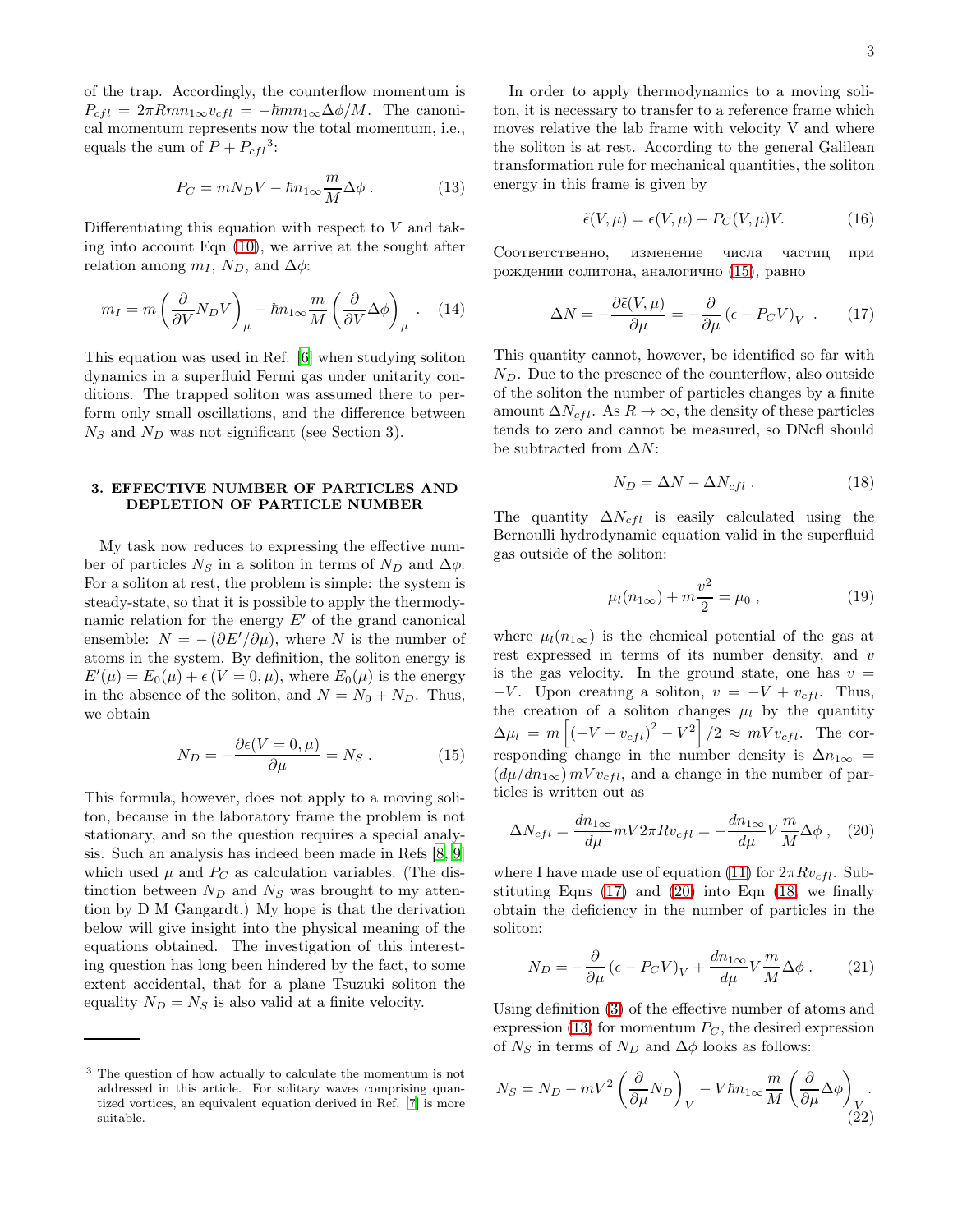of the trap. Accordingly, the counterflow momentum is $P_{cfl} = 2\pi R m n_{1\infty} v_{cfl} = -\hbar m n_{1\infty} \Delta\phi/M$. The canonical momentum represents now the total momentum, i.e., equals the sum of $P + P_{cfl}$[3]:

$$P_C = mN_D V - \hbar n_{1\infty} \frac{m}{M} \Delta\phi \, . \tag{13}$$

Differentiating this equation with respect to $V$ and taking into account Eqn (10), we arrive at the sought after relation among $m_I$, $N_D$, and $\Delta\phi$:

$$m_I = m\left(\frac{\partial}{\partial V} N_D V\right)_\mu - \hbar n_{1\infty} \frac{m}{M}\left(\frac{\partial}{\partial V}\Delta\phi\right)_\mu \, . \tag{14}$$

This equation was used in Ref. [6] when studying soliton dynamics in a superfluid Fermi gas under unitarity conditions. The trapped soliton was assumed there to perform only small oscillations, and the difference between $N_S$ and $N_D$ was not significant (see Section 3).

## 3. EFFECTIVE NUMBER OF PARTICLES AND DEPLETION OF PARTICLE NUMBER

My task now reduces to expressing the effective number of particles $N_S$ in a soliton in terms of $N_D$ and $\Delta\phi$. For a soliton at rest, the problem is simple: the system is steady-state, so that it is possible to apply the thermodynamic relation for the energy $E'$ of the grand canonical ensemble: $N = -(\partial E'/\partial\mu)$, where $N$ is the number of atoms in the system. By definition, the soliton energy is $E'(\mu) = E_0(\mu) + \epsilon(V = 0, \mu)$, where $E_0(\mu)$ is the energy in the absence of the soliton, and $N = N_0 + N_D$. Thus, we obtain

$$N_D = -\frac{\partial\epsilon(V = 0, \mu)}{\partial\mu} = N_S \, . \tag{15}$$

This formula, however, does not apply to a moving soliton, because in the laboratory frame the problem is not stationary, and so the question requires a special analysis. Such an analysis has indeed been made in Refs [8, 9] which used $\mu$ and $P_C$ as calculation variables. (The distinction between $N_D$ and $N_S$ was brought to my attention by D M Gangardt.) My hope is that the derivation below will give insight into the physical meaning of the equations obtained. The investigation of this interesting question has long been hindered by the fact, to some extent accidental, that for a plane Tsuzuki soliton the equality $N_D = N_S$ is also valid at a finite velocity.

In order to apply thermodynamics to a moving soliton, it is necessary to transfer to a reference frame which moves relative the lab frame with velocity V and where the soliton is at rest. According to the general Galilean transformation rule for mechanical quantities, the soliton energy in this frame is given by

$$\tilde{\epsilon}(V, \mu) = \epsilon(V, \mu) - P_C(V, \mu)V. \tag{16}$$

Соответственно, изменение числа частиц при рождении солитона, аналогично (15), равно

$$\Delta N = -\frac{\partial\tilde{\epsilon}(V, \mu)}{\partial\mu} = -\frac{\partial}{\partial\mu}\left(\epsilon - P_C V\right)_V \, . \tag{17}$$

This quantity cannot, however, be identified so far with $N_D$. Due to the presence of the counterflow, also outside of the soliton the number of particles changes by a finite amount $\Delta N_{cfl}$. As $R \to \infty$, the density of these particles tends to zero and cannot be measured, so DNcfl should be subtracted from $\Delta N$:

$$N_D = \Delta N - \Delta N_{cfl} \, . \tag{18}$$

The quantity $\Delta N_{cfl}$ is easily calculated using the Bernoulli hydrodynamic equation valid in the superfluid gas outside of the soliton:

$$\mu_l(n_{1\infty}) + m\frac{v^2}{2} = \mu_0 \, , \tag{19}$$

where $\mu_l(n_{1\infty})$ is the chemical potential of the gas at rest expressed in terms of its number density, and $v$ is the gas velocity. In the ground state, one has $v = -V$. Upon creating a soliton, $v = -V + v_{cfl}$. Thus, the creation of a soliton changes $\mu_l$ by the quantity $\Delta\mu_l = m\left[(-V + v_{cfl})^2 - V^2\right]/2 \approx mVv_{cfl}$. The corresponding change in the number density is $\Delta n_{1\infty} = (d\mu/dn_{1\infty})\, mVv_{cfl}$, and a change in the number of particles is written out as

$$\Delta N_{cfl} = \frac{dn_{1\infty}}{d\mu} mV 2\pi R v_{cfl} = -\frac{dn_{1\infty}}{d\mu} V \frac{m}{M}\Delta\phi \, , \tag{20}$$

where I have made use of equation (11) for $2\pi R v_{cfl}$. Substituting Eqns (17) and (20) into Eqn (18, we finally obtain the deficiency in the number of particles in the soliton:

$$N_D = -\frac{\partial}{\partial\mu}\left(\epsilon - P_C V\right)_V + \frac{dn_{1\infty}}{d\mu} V \frac{m}{M}\Delta\phi \, . \tag{21}$$

Using definition (3) of the effective number of atoms and expression (13) for momentum $P_C$, the desired expression of $N_S$ in terms of $N_D$ and $\Delta\phi$ looks as follows:

$$N_S = N_D - mV^2\left(\frac{\partial}{\partial\mu} N_D\right)_V - V\hbar n_{1\infty}\frac{m}{M}\left(\frac{\partial}{\partial\mu}\Delta\phi\right)_V . \tag{22}$$

---

[3] The question of how actually to calculate the momentum is not addressed in this article. For solitary waves comprising quantized vortices, an equivalent equation derived in Ref. [7] is more suitable.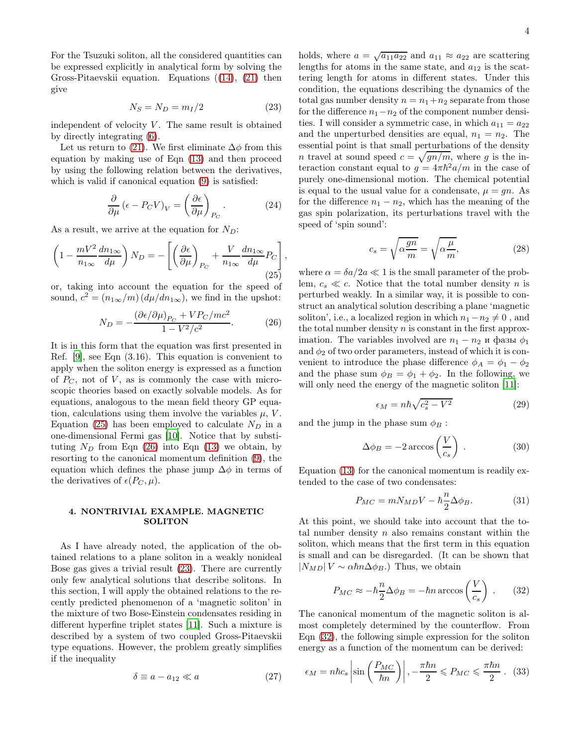For the Tsuzuki soliton, all the considered quantities can be expressed explicitly in analytical form by solving the Gross-Pitaevskii equation. Equations ((14), (21) then give

$$N_S = N_D = m_I/2 \tag{23}$$

independent of velocity $V$. The same result is obtained by directly integrating (6).

Let us return to (21). We first eliminate $\Delta\phi$ from this equation by making use of Eqn (13) and then proceed by using the following relation between the derivatives, which is valid if canonical equation (9) is satisfied:

$$\frac{\partial}{\partial \mu}\left(\epsilon - P_C V\right)_V = \left(\frac{\partial \epsilon}{\partial \mu}\right)_{P_C}. \tag{24}$$

As a result, we arrive at the equation for $N_D$:

$$\left(1 - \frac{mV^2}{n_{1\infty}}\frac{dn_{1\infty}}{d\mu}\right) N_D = -\left[\left(\frac{\partial \epsilon}{\partial \mu}\right)_{P_C} + \frac{V}{n_{1\infty}}\frac{dn_{1\infty}}{d\mu}P_C\right], \tag{25}$$

or, taking into account the equation for the speed of sound, $c^2 = (n_{1\infty}/m)\,(d\mu/dn_{1\infty})$, we find in the upshot:

$$N_D = -\frac{(\partial\epsilon/\partial\mu)_{P_C} + VP_C/mc^2}{1 - V^2/c^2}. \tag{26}$$

It is in this form that the equation was first presented in Ref. [9], see Eqn (3.16). This equation is convenient to apply when the soliton energy is expressed as a function of $P_C$, not of $V$, as is commonly the case with microscopic theories based on exactly solvable models. As for equations, analogous to the mean field theory GP equation, calculations using them involve the variables $\mu$, $V$. Equation (25) has been employed to calculate $N_D$ in a one-dimensional Fermi gas [10]. Notice that by substituting $N_D$ from Eqn (26) into Eqn (13) we obtain, by resorting to the canonical momentum definition (9), the equation which defines the phase jump $\Delta\phi$ in terms of the derivatives of $\epsilon(P_C, \mu)$.

## 4. NONTRIVIAL EXAMPLE. MAGNETIC SOLITON

As I have already noted, the application of the obtained relations to a plane soliton in a weakly nonideal Bose gas gives a trivial result (23). There are currently only few analytical solutions that describe solitons. In this section, I will apply the obtained relations to the recently predicted phenomenon of a 'magnetic soliton' in the mixture of two Bose-Einstein condensates residing in different hyperfine triplet states [11]. Such a mixture is described by a system of two coupled Gross-Pitaevskii type equations. However, the problem greatly simplifies if the inequality

$$\delta \equiv a - a_{12} \ll a \tag{27}$$

holds, where $a = \sqrt{a_{11}a_{22}}$ and $a_{11} \approx a_{22}$ are scattering lengths for atoms in the same state, and $a_{12}$ is the scattering length for atoms in different states. Under this condition, the equations describing the dynamics of the total gas number density $n = n_1 + n_2$ separate from those for the difference $n_1 - n_2$ of the component number densities. I will consider a symmetric case, in which $a_{11} = a_{22}$ and the unperturbed densities are equal, $n_1 = n_2$. The essential point is that small perturbations of the density $n$ travel at sound speed $c = \sqrt{gn/m}$, where $g$ is the interaction constant equal to $g = 4\pi\hbar^2 a/m$ in the case of purely one-dimensional motion. The chemical potential is equal to the usual value for a condensate, $\mu = gn$. As for the difference $n_1 - n_2$, which has the meaning of the gas spin polarization, its perturbations travel with the speed of 'spin sound':

$$c_s = \sqrt{\alpha\frac{gn}{m}} = \sqrt{\alpha\frac{\mu}{m}}, \tag{28}$$

where $\alpha = \delta a/2a \ll 1$ is the small parameter of the problem, $c_s \ll c$. Notice that the total number density $n$ is perturbed weakly. In a similar way, it is possible to construct an analytical solution describing a plane 'magnetic soliton', i.e., a localized region in which $n_1 - n_2 \neq 0$ , and the total number density $n$ is constant in the first approximation. The variables involved are $n_1 - n_2$ и фазы $\phi_1$ and $\phi_2$ of two order parameters, instead of which it is convenient to introduce the phase difference $\phi_A = \phi_1 - \phi_2$ and the phase sum $\phi_B = \phi_1 + \phi_2$. In the following, we will only need the energy of the magnetic soliton [11]:

$$\epsilon_M = n\hbar\sqrt{c_s^2 - V^2} \tag{29}$$

and the jump in the phase sum $\phi_B$ :

$$\Delta\phi_B = -2\arccos\left(\frac{V}{c_s}\right). \tag{30}$$

Equation (13) for the canonical momentum is readily extended to the case of two condensates:

$$P_{MC} = mN_{MD}V - \hbar\frac{n}{2}\Delta\phi_B. \tag{31}$$

At this point, we should take into account that the total number density $n$ also remains constant within the soliton, which means that the first term in this equation is small and can be disregarded. (It can be shown that $|N_{MD}|\,V \sim \alpha\hbar n\Delta\phi_B$.) Thus, we obtain

$$P_{MC} \approx -\hbar\frac{n}{2}\Delta\phi_B = -\hbar n\arccos\left(\frac{V}{c_s}\right). \tag{32}$$

The canonical momentum of the magnetic soliton is almost completely determined by the counterflow. From Eqn (32), the following simple expression for the soliton energy as a function of the momentum can be derived:

$$\epsilon_M = n\hbar c_s\left|\sin\left(\frac{P_{MC}}{\hbar n}\right)\right|, -\frac{\pi\hbar n}{2} \leqslant P_{MC} \leqslant \frac{\pi\hbar n}{2}. \tag{33}$$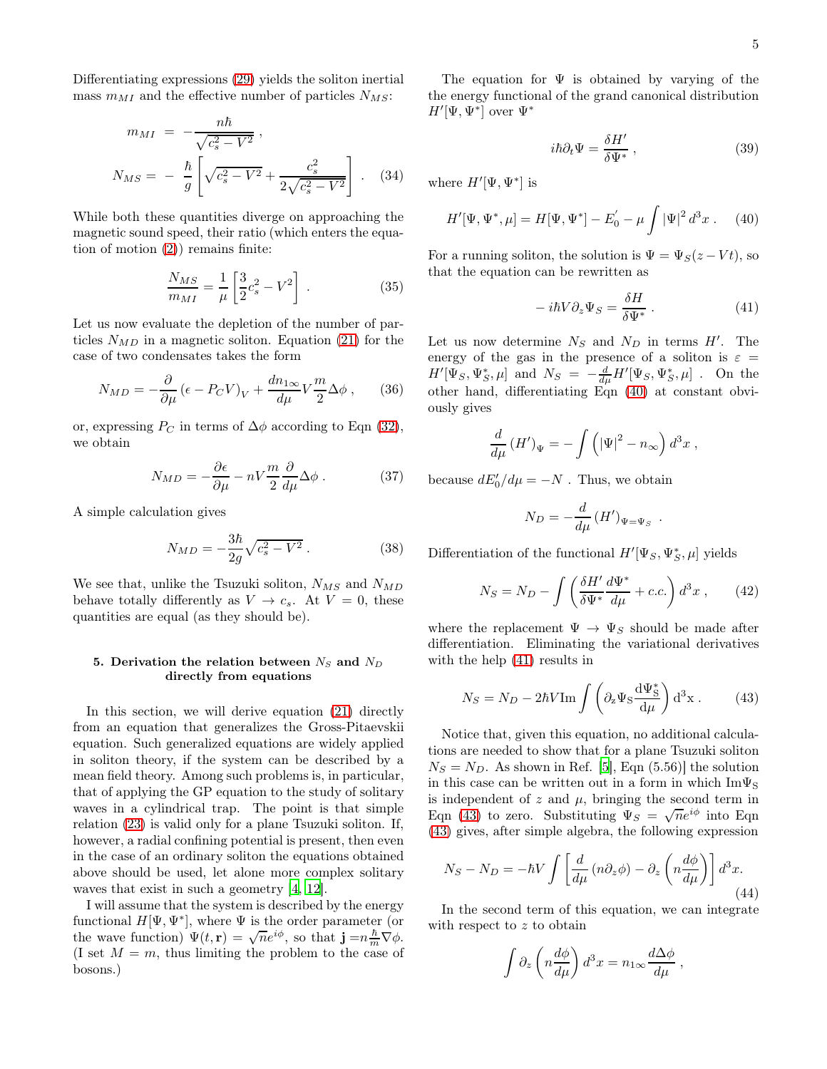Differentiating expressions (29) yields the soliton inertial mass $m_{MI}$ and the effective number of particles $N_{MS}$:

$$
\begin{aligned}
m_{MI} &= -\frac{n\hbar}{\sqrt{c_s^2 - V^2}} \;, \\
N_{MS} &= -\frac{\hbar}{g}\left[\sqrt{c_s^2 - V^2} + \frac{c_s^2}{2\sqrt{c_s^2 - V^2}}\right] \;. \qquad (34)
\end{aligned}
$$

While both these quantities diverge on approaching the magnetic sound speed, their ratio (which enters the equation of motion (2)) remains finite:

$$
\frac{N_{MS}}{m_{MI}} = \frac{1}{\mu}\left[\frac{3}{2}c_s^2 - V^2\right] \;. \qquad (35)
$$

Let us now evaluate the depletion of the number of particles $N_{MD}$ in a magnetic soliton. Equation (21) for the case of two condensates takes the form

$$
N_{MD} = -\frac{\partial}{\partial \mu}\left(\epsilon - P_C V\right)_V + \frac{dn_{1\infty}}{d\mu} V \frac{m}{2}\Delta\phi \;, \qquad (36)
$$

or, expressing $P_C$ in terms of $\Delta\phi$ according to Eqn (32), we obtain

$$
N_{MD} = -\frac{\partial \epsilon}{\partial \mu} - nV\frac{m}{2}\frac{\partial}{d\mu}\Delta\phi \;. \qquad (37)
$$

A simple calculation gives

$$
N_{MD} = -\frac{3\hbar}{2g}\sqrt{c_s^2 - V^2} \;. \qquad (38)
$$

We see that, unlike the Tsuzuki soliton, $N_{MS}$ and $N_{MD}$ behave totally differently as $V \to c_s$. At $V = 0$, these quantities are equal (as they should be).

### 5. Derivation the relation between $N_S$ and $N_D$ directly from equations

In this section, we will derive equation (21) directly from an equation that generalizes the Gross-Pitaevskii equation. Such generalized equations are widely applied in soliton theory, if the system can be described by a mean field theory. Among such problems is, in particular, that of applying the GP equation to the study of solitary waves in a cylindrical trap. The point is that simple relation (23) is valid only for a plane Tsuzuki soliton. If, however, a radial confining potential is present, then even in the case of an ordinary soliton the equations obtained above should be used, let alone more complex solitary waves that exist in such a geometry [4, 12].

I will assume that the system is described by the energy functional $H[\Psi, \Psi^*]$, where $\Psi$ is the order parameter (or the wave function) $\Psi(t, \mathbf{r}) = \sqrt{n}e^{i\phi}$, so that $\mathbf{j} = n\frac{\hbar}{m}\nabla\phi$. (I set $M = m$, thus limiting the problem to the case of bosons.)

The equation for $\Psi$ is obtained by varying of the the energy functional of the grand canonical distribution $H'[\Psi, \Psi^*]$ over $\Psi^*$

$$
i\hbar\partial_t \Psi = \frac{\delta H'}{\delta \Psi^*} \;, \qquad (39)
$$

where $H'[\Psi, \Psi^*]$ is

$$
H'[\Psi, \Psi^*, \mu] = H[\Psi, \Psi^*] - E_0' - \mu\int |\Psi|^2 \, d^3x \;. \qquad (40)
$$

For a running soliton, the solution is $\Psi = \Psi_S(z - Vt)$, so that the equation can be rewritten as

$$
-i\hbar V \partial_z \Psi_S = \frac{\delta H}{\delta \Psi^*} \;. \qquad (41)
$$

Let us now determine $N_S$ and $N_D$ in terms $H'$. The energy of the gas in the presence of a soliton is $\varepsilon = H'[\Psi_S, \Psi_S^*, \mu]$ and $N_S = -\frac{d}{d\mu}H'[\Psi_S, \Psi_S^*, \mu]$ . On the other hand, differentiating Eqn (40) at constant obviously gives

$$
\frac{d}{d\mu}\left(H'\right)_\Psi = -\int \left(|\Psi|^2 - n_\infty\right) d^3x \;,
$$

because $dE_0'/d\mu = -N$ . Thus, we obtain

$$
N_D = -\frac{d}{d\mu}\left(H'\right)_{\Psi = \Psi_S} \;.
$$

Differentiation of the functional $H'[\Psi_S, \Psi_S^*, \mu]$ yields

$$
N_S = N_D - \int \left(\frac{\delta H'}{\delta \Psi^*}\frac{d\Psi^*}{d\mu} + c.c.\right) d^3x \;, \qquad (42)
$$

where the replacement $\Psi \to \Psi_S$ should be made after differentiation. Eliminating the variational derivatives with the help (41) results in

$$
N_S = N_D - 2\hbar V \mathrm{Im}\int \left(\partial_z \Psi_S \frac{d\Psi_S^*}{d\mu}\right) d^3x \;. \qquad (43)
$$

Notice that, given this equation, no additional calculations are needed to show that for a plane Tsuzuki soliton $N_S = N_D$. As shown in Ref. [5], Eqn (5.56)] the solution in this case can be written out in a form in which $\mathrm{Im}\Psi_S$ is independent of $z$ and $\mu$, bringing the second term in Eqn (43) to zero. Substituting $\Psi_S = \sqrt{n}e^{i\phi}$ into Eqn (43) gives, after simple algebra, the following expression

$$
N_S - N_D = -\hbar V \int \left[\frac{d}{d\mu}\left(n\partial_z\phi\right) - \partial_z\left(n\frac{d\phi}{d\mu}\right)\right] d^3x. \qquad (44)
$$

In the second term of this equation, we can integrate with respect to $z$ to obtain

$$
\int \partial_z\left(n\frac{d\phi}{d\mu}\right) d^3x = n_{1\infty}\frac{d\Delta\phi}{d\mu} \;,
$$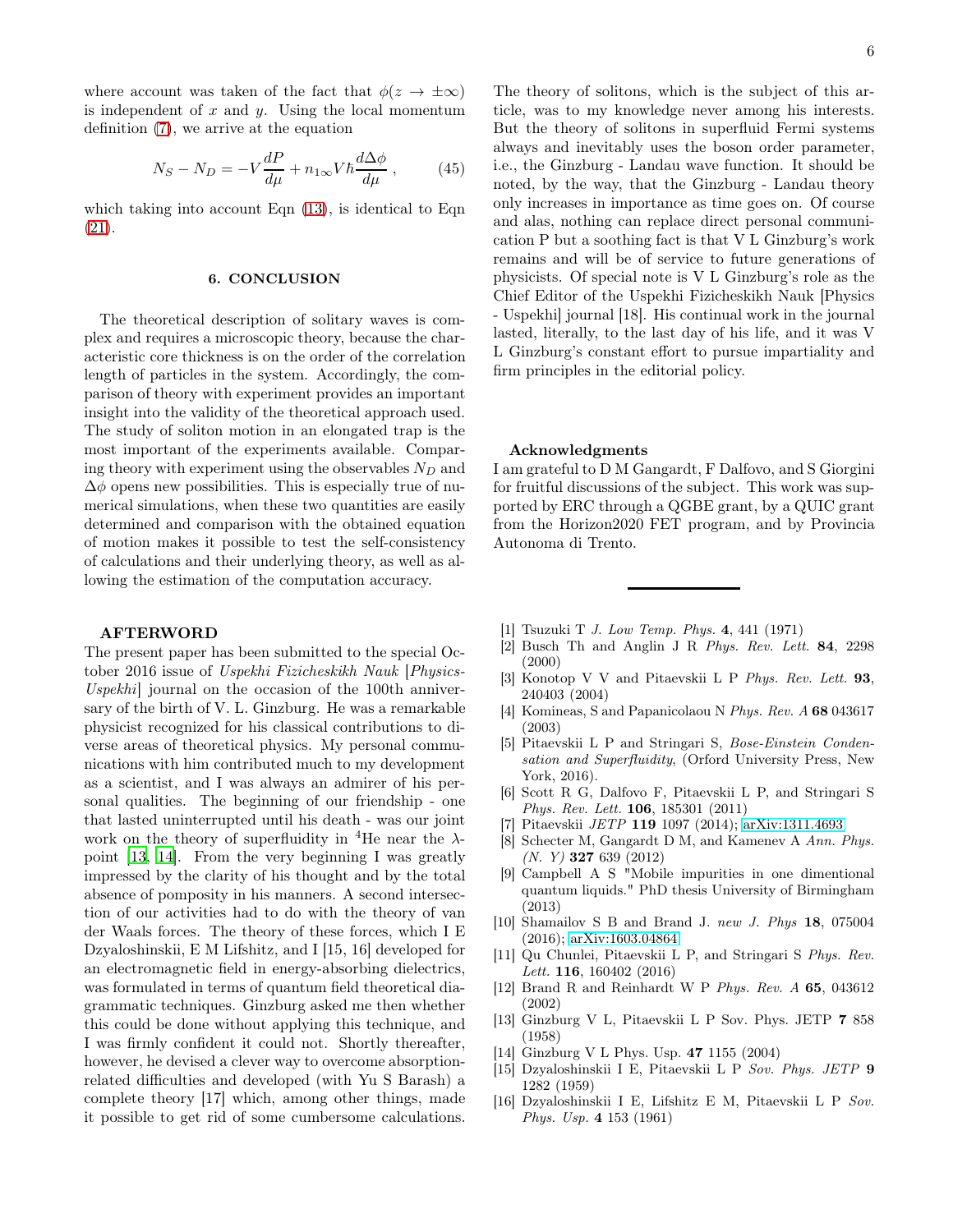where account was taken of the fact that $\phi(z \to \pm\infty)$ is independent of $x$ and $y$. Using the local momentum definition (7), we arrive at the equation

$$N_S - N_D = -V\frac{dP}{d\mu} + n_{1\infty}V\hbar\frac{d\Delta\phi}{d\mu}\ , \qquad (45)$$

which taking into account Eqn (13), is identical to Eqn (21).

## 6. CONCLUSION

The theoretical description of solitary waves is complex and requires a microscopic theory, because the characteristic core thickness is on the order of the correlation length of particles in the system. Accordingly, the comparison of theory with experiment provides an important insight into the validity of the theoretical approach used. The study of soliton motion in an elongated trap is the most important of the experiments available. Comparing theory with experiment using the observables $N_D$ and $\Delta\phi$ opens new possibilities. This is especially true of numerical simulations, when these two quantities are easily determined and comparison with the obtained equation of motion makes it possible to test the self-consistency of calculations and their underlying theory, as well as allowing the estimation of the computation accuracy.

### AFTERWORD

The present paper has been submitted to the special October 2016 issue of *Uspekhi Fizicheskikh Nauk* [*Physics-Uspekhi*] journal on the occasion of the 100th anniversary of the birth of V. L. Ginzburg. He was a remarkable physicist recognized for his classical contributions to diverse areas of theoretical physics. My personal communications with him contributed much to my development as a scientist, and I was always an admirer of his personal qualities. The beginning of our friendship - one that lasted uninterrupted until his death - was our joint work on the theory of superfluidity in $^4$He near the $\lambda$-point [13, 14]. From the very beginning I was greatly impressed by the clarity of his thought and by the total absence of pomposity in his manners. A second intersection of our activities had to do with the theory of van der Waals forces. The theory of these forces, which I E Dzyaloshinskii, E M Lifshitz, and I [15, 16] developed for an electromagnetic field in energy-absorbing dielectrics, was formulated in terms of quantum field theoretical diagrammatic techniques. Ginzburg asked me then whether this could be done without applying this technique, and I was firmly confident it could not. Shortly thereafter, however, he devised a clever way to overcome absorption-related difficulties and developed (with Yu S Barash) a complete theory [17] which, among other things, made it possible to get rid of some cumbersome calculations. The theory of solitons, which is the subject of this article, was to my knowledge never among his interests. But the theory of solitons in superfluid Fermi systems always and inevitably uses the boson order parameter, i.e., the Ginzburg - Landau wave function. It should be noted, by the way, that the Ginzburg - Landau theory only increases in importance as time goes on. Of course and alas, nothing can replace direct personal communication P but a soothing fact is that V L Ginzburg's work remains and will be of service to future generations of physicists. Of special note is V L Ginzburg's role as the Chief Editor of the Uspekhi Fizicheskikh Nauk [Physics - Uspekhi] journal [18]. His continual work in the journal lasted, literally, to the last day of his life, and it was V L Ginzburg's constant effort to pursue impartiality and firm principles in the editorial policy.

### Acknowledgments

I am grateful to D M Gangardt, F Dalfovo, and S Giorgini for fruitful discussions of the subject. This work was supported by ERC through a QGBE grant, by a QUIC grant from the Horizon2020 FET program, and by Provincia Autonoma di Trento.

---

[1] Tsuzuki T *J. Low Temp. Phys.* **4**, 441 (1971)

[2] Busch Th and Anglin J R *Phys. Rev. Lett.* **84**, 2298 (2000)

[3] Konotop V V and Pitaevskii L P *Phys. Rev. Lett.* **93**, 240403 (2004)

[4] Komineas, S and Papanicolaou N *Phys. Rev. A* **68** 043617 (2003)

[5] Pitaevskii L P and Stringari S, *Bose-Einstein Condensation and Superfluidity*, (Orford University Press, New York, 2016).

[6] Scott R G, Dalfovo F, Pitaevskii L P, and Stringari S *Phys. Rev. Lett.* **106**, 185301 (2011)

[7] Pitaevskii *JETP* **119** 1097 (2014); arXiv:1311.4693

[8] Schecter M, Gangardt D M, and Kamenev A *Ann. Phys. (N. Y)* **327** 639 (2012)

[9] Campbell A S "Mobile impurities in one dimentional quantum liquids." PhD thesis University of Birmingham (2013)

[10] Shamailov S B and Brand J. *new J. Phys* **18**, 075004 (2016); arXiv:1603.04864

[11] Qu Chunlei, Pitaevskii L P, and Stringari S *Phys. Rev. Lett.* **116**, 160402 (2016)

[12] Brand R and Reinhardt W P *Phys. Rev. A* **65**, 043612 (2002)

[13] Ginzburg V L, Pitaevskii L P Sov. Phys. JETP **7** 858 (1958)

[14] Ginzburg V L Phys. Usp. **47** 1155 (2004)

[15] Dzyaloshinskii I E, Pitaevskii L P *Sov. Phys. JETP* **9** 1282 (1959)

[16] Dzyaloshinskii I E, Lifshitz E M, Pitaevskii L P *Sov. Phys. Usp.* **4** 153 (1961)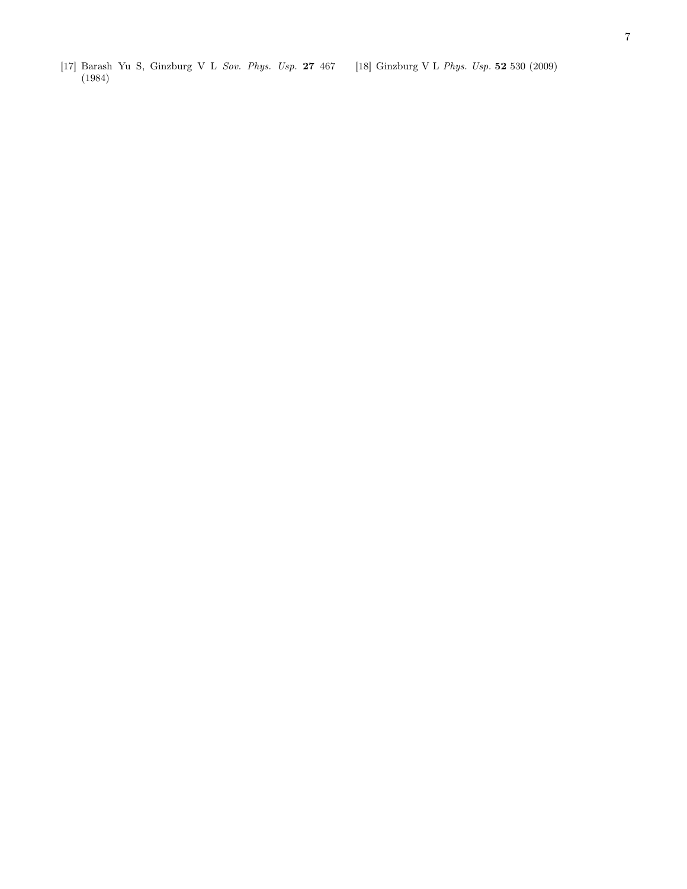[17] Barash Yu S, Ginzburg V L *Sov. Phys. Usp.* **27** 467 (1984)

[18] Ginzburg V L *Phys. Usp.* **52** 530 (2009)